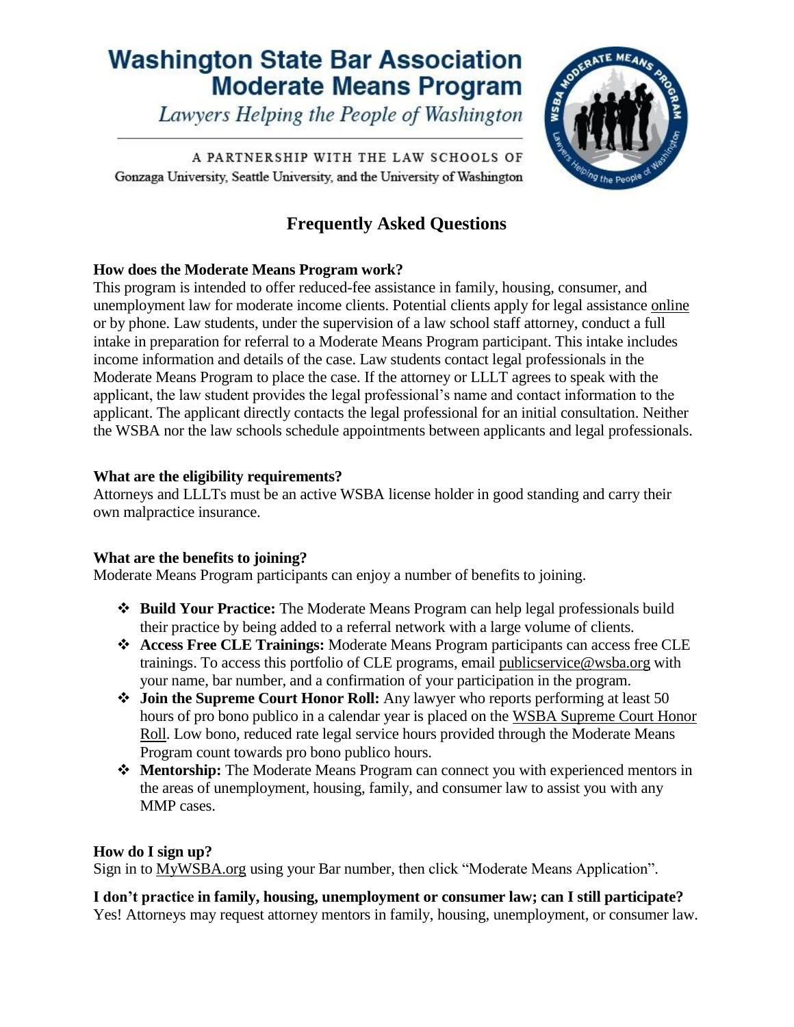# Washington State Bar Association Moderate Means Program

*Lawyers Helping the People of Washington*

A PARTNERSHIP WITH THE LAW SCHOOLS OF
Gonzaga University, Seattle University, and the University of Washington

## Frequently Asked Questions

**How does the Moderate Means Program work?**

This program is intended to offer reduced-fee assistance in family, housing, consumer, and unemployment law for moderate income clients. Potential clients apply for legal assistance online or by phone. Law students, under the supervision of a law school staff attorney, conduct a full intake in preparation for referral to a Moderate Means Program participant. This intake includes income information and details of the case. Law students contact legal professionals in the Moderate Means Program to place the case. If the attorney or LLLT agrees to speak with the applicant, the law student provides the legal professional's name and contact information to the applicant. The applicant directly contacts the legal professional for an initial consultation. Neither the WSBA nor the law schools schedule appointments between applicants and legal professionals.

**What are the eligibility requirements?**

Attorneys and LLLTs must be an active WSBA license holder in good standing and carry their own malpractice insurance.

**What are the benefits to joining?**

Moderate Means Program participants can enjoy a number of benefits to joining.

- **Build Your Practice:** The Moderate Means Program can help legal professionals build their practice by being added to a referral network with a large volume of clients.
- **Access Free CLE Trainings:** Moderate Means Program participants can access free CLE trainings. To access this portfolio of CLE programs, email publicservice@wsba.org with your name, bar number, and a confirmation of your participation in the program.
- **Join the Supreme Court Honor Roll:** Any lawyer who reports performing at least 50 hours of pro bono publico in a calendar year is placed on the WSBA Supreme Court Honor Roll. Low bono, reduced rate legal service hours provided through the Moderate Means Program count towards pro bono publico hours.
- **Mentorship:** The Moderate Means Program can connect you with experienced mentors in the areas of unemployment, housing, family, and consumer law to assist you with any MMP cases.

**How do I sign up?**

Sign in to MyWSBA.org using your Bar number, then click "Moderate Means Application".

**I don't practice in family, housing, unemployment or consumer law; can I still participate?**

Yes! Attorneys may request attorney mentors in family, housing, unemployment, or consumer law.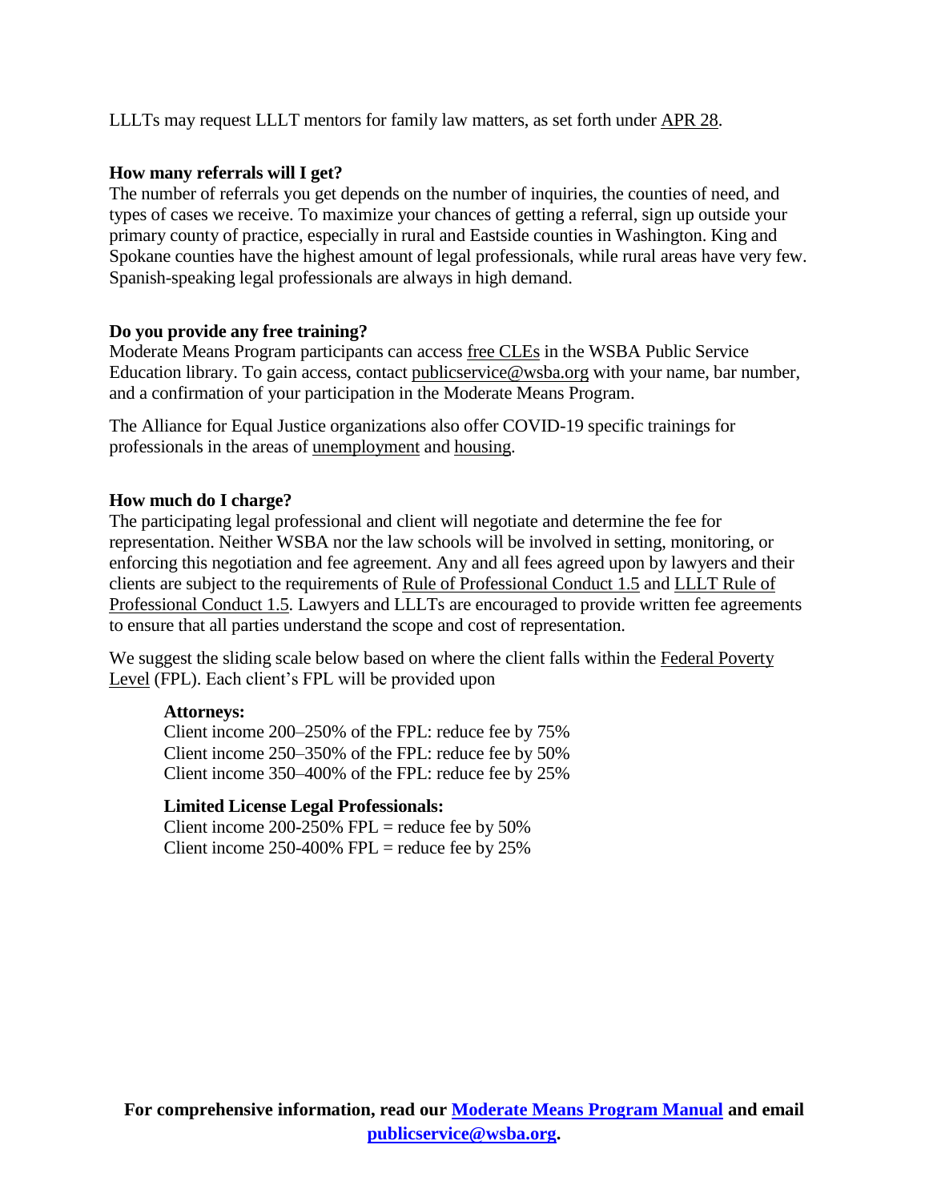LLLTs may request LLLT mentors for family law matters, as set forth under APR 28.

**How many referrals will I get?**

The number of referrals you get depends on the number of inquiries, the counties of need, and types of cases we receive. To maximize your chances of getting a referral, sign up outside your primary county of practice, especially in rural and Eastside counties in Washington. King and Spokane counties have the highest amount of legal professionals, while rural areas have very few. Spanish-speaking legal professionals are always in high demand.

**Do you provide any free training?**

Moderate Means Program participants can access free CLEs in the WSBA Public Service Education library. To gain access, contact publicservice@wsba.org with your name, bar number, and a confirmation of your participation in the Moderate Means Program.

The Alliance for Equal Justice organizations also offer COVID-19 specific trainings for professionals in the areas of unemployment and housing.

**How much do I charge?**

The participating legal professional and client will negotiate and determine the fee for representation. Neither WSBA nor the law schools will be involved in setting, monitoring, or enforcing this negotiation and fee agreement. Any and all fees agreed upon by lawyers and their clients are subject to the requirements of Rule of Professional Conduct 1.5 and LLLT Rule of Professional Conduct 1.5. Lawyers and LLLTs are encouraged to provide written fee agreements to ensure that all parties understand the scope and cost of representation.

We suggest the sliding scale below based on where the client falls within the Federal Poverty Level (FPL). Each client's FPL will be provided upon

**Attorneys:**
Client income 200–250% of the FPL: reduce fee by 75%
Client income 250–350% of the FPL: reduce fee by 50%
Client income 350–400% of the FPL: reduce fee by 25%

**Limited License Legal Professionals:**
Client income 200-250% FPL = reduce fee by 50%
Client income 250-400% FPL = reduce fee by 25%

**For comprehensive information, read our Moderate Means Program Manual and email publicservice@wsba.org.**